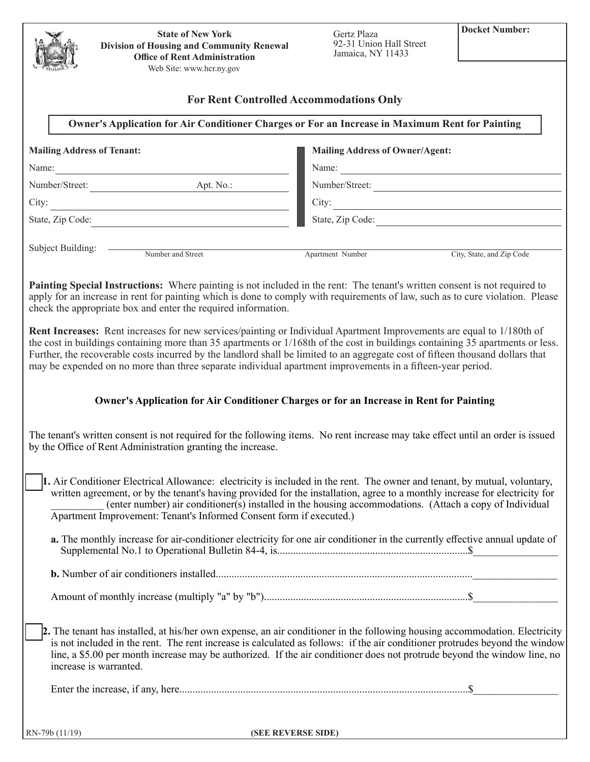**State of New York**
**Division of Housing and Community Renewal**
**Office of Rent Administration**
Web Site: www.hcr.ny.gov

Gertz Plaza
92-31 Union Hall Street
Jamaica, NY 11433

**Docket Number:**

## For Rent Controlled Accommodations Only

### Owner's Application for Air Conditioner Charges or For an Increase in Maximum Rent for Painting

| **Mailing Address of Tenant:** | **Mailing Address of Owner/Agent:** |
|---|---|
| Name: ______________________ | Name: ______________________ |
| Number/Street: ____________ Apt. No.: ________ | Number/Street: ______________________ |
| City: ______________________ | City: ______________________ |
| State, Zip Code: ______________________ | State, Zip Code: ______________________ |

Subject Building: ______________________________________________
Number and Street — Apartment Number — City, State, and Zip Code

**Painting Special Instructions:** Where painting is not included in the rent: The tenant's written consent is not required to apply for an increase in rent for painting which is done to comply with requirements of law, such as to cure violation. Please check the appropriate box and enter the required information.

**Rent Increases:** Rent increases for new services/painting or Individual Apartment Improvements are equal to 1/180th of the cost in buildings containing more than 35 apartments or 1/168th of the cost in buildings containing 35 apartments or less. Further, the recoverable costs incurred by the landlord shall be limited to an aggregate cost of fifteen thousand dollars that may be expended on no more than three separate individual apartment improvements in a fifteen-year period.

### Owner's Application for Air Conditioner Charges or for an Increase in Rent for Painting

The tenant's written consent is not required for the following items. No rent increase may take effect until an order is issued by the Office of Rent Administration granting the increase.

☐ **1.** Air Conditioner Electrical Allowance: electricity is included in the rent. The owner and tenant, by mutual, voluntary, written agreement, or by the tenant's having provided for the installation, agree to a monthly increase for electricity for __________ (enter number) air conditioner(s) installed in the housing accommodations. (Attach a copy of Individual Apartment Improvement: Tenant's Informed Consent form if executed.)

**a.** The monthly increase for air-conditioner electricity for one air conditioner in the currently effective annual update of Supplemental No.1 to Operational Bulletin 84-4, is........................................................................$________________

**b.** Number of air conditioners installed.................................................................................................________________

Amount of monthly increase (multiply "a" by "b")............................................................................$________________

☐ **2.** The tenant has installed, at his/her own expense, an air conditioner in the following housing accommodation. Electricity is not included in the rent. The rent increase is calculated as follows: if the air conditioner protrudes beyond the window line, a $5.00 per month increase may be authorized. If the air conditioner does not protrude beyond the window line, no increase is warranted.

Enter the increase, if any, here............................................................................................................$________________

RN-79b (11/19) **(SEE REVERSE SIDE)**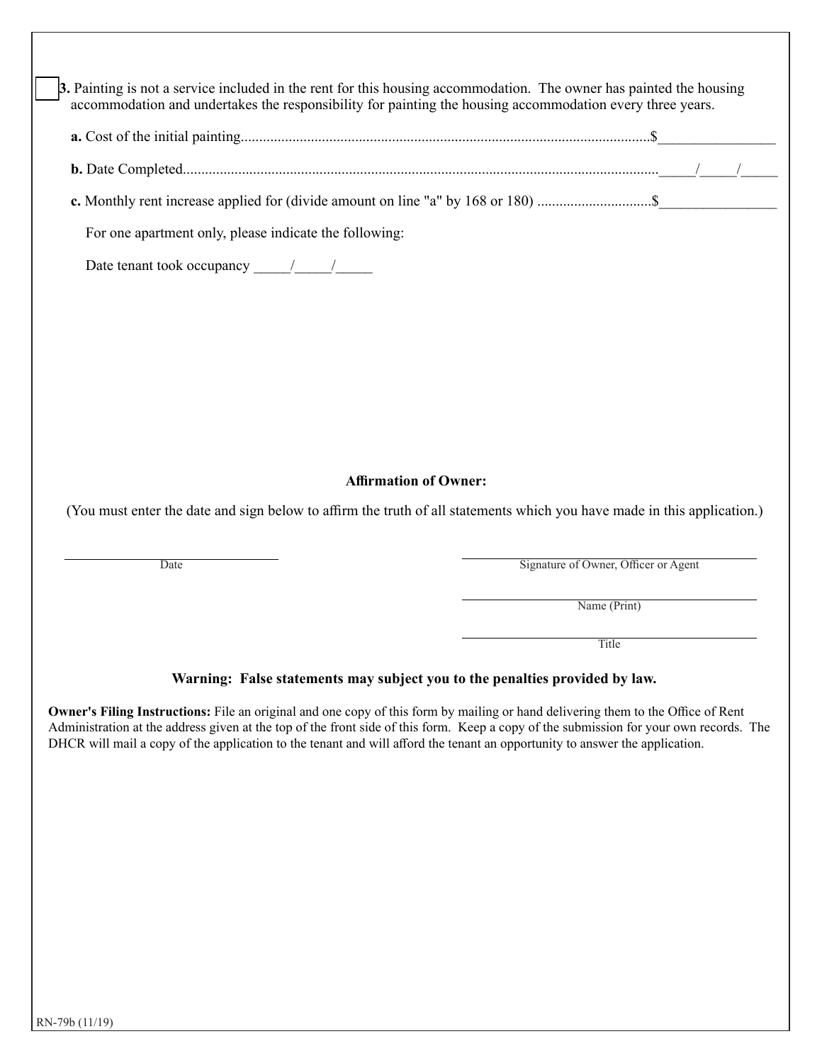☐ **3.** Painting is not a service included in the rent for this housing accommodation. The owner has painted the housing accommodation and undertakes the responsibility for painting the housing accommodation every three years.

**a.** Cost of the initial painting..............................................................................................................$________________

**b.** Date Completed..................................................................................................................................._____/_____/_____

**c.** Monthly rent increase applied for (divide amount on line "a" by 168 or 180) ..............................$________________

For one apartment only, please indicate the following:

Date tenant took occupancy _____/_____/_____

**Affirmation of Owner:**

(You must enter the date and sign below to affirm the truth of all statements which you have made in this application.)

______________________________
Date

______________________________
Signature of Owner, Officer or Agent

______________________________
Name (Print)

______________________________
Title

**Warning: False statements may subject you to the penalties provided by law.**

**Owner's Filing Instructions:** File an original and one copy of this form by mailing or hand delivering them to the Office of Rent Administration at the address given at the top of the front side of this form. Keep a copy of the submission for your own records. The DHCR will mail a copy of the application to the tenant and will afford the tenant an opportunity to answer the application.

RN-79b (11/19)